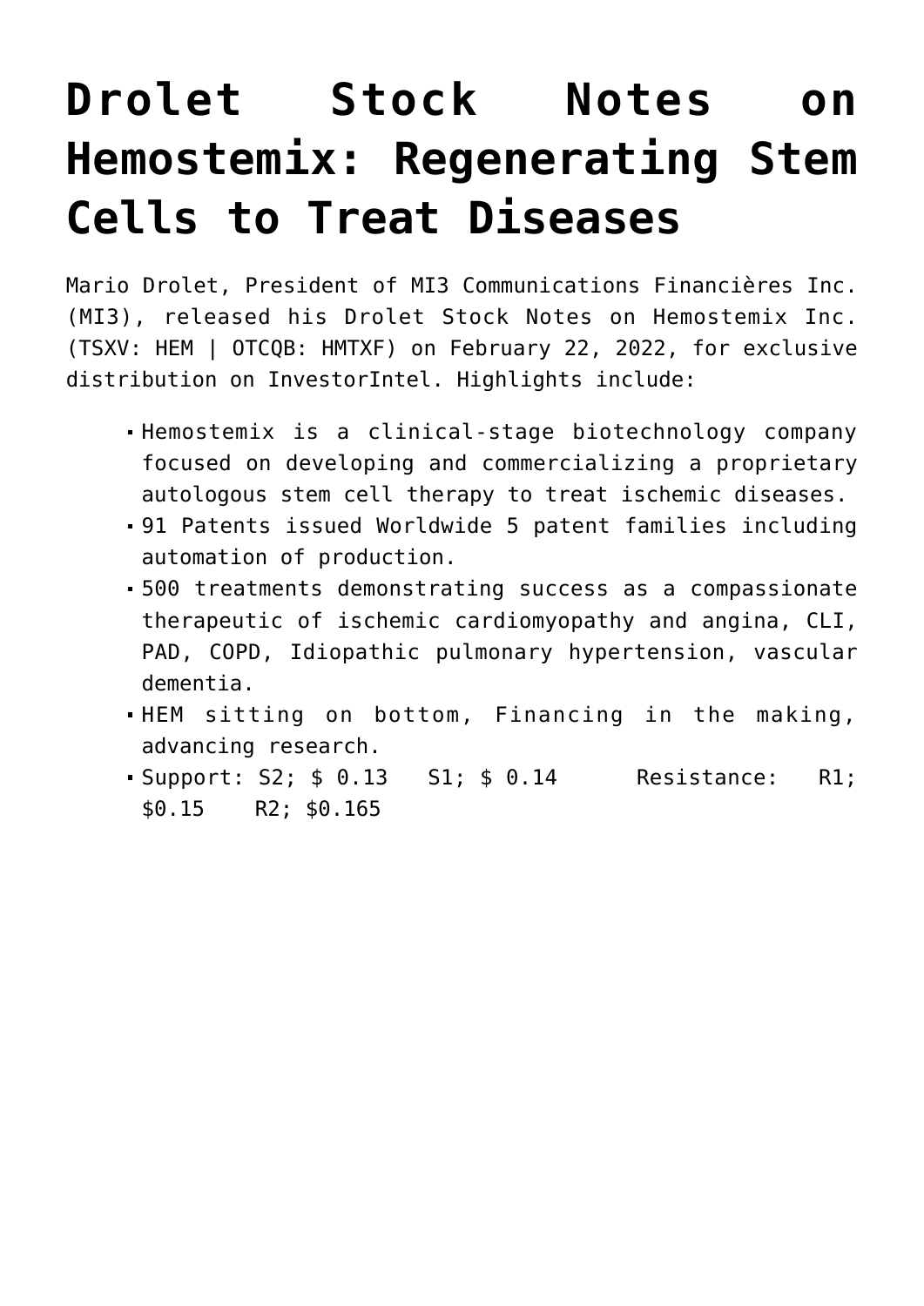# Drolet Stock Notes on Hemostemix: Regenerating Stem Cells to Treat Diseases

Mario Drolet, President of MI3 Communications Financières Inc. (MI3), released his Drolet Stock Notes on Hemostemix Inc. (TSXV: HEM | OTCQB: HMTXF) on February 22, 2022, for exclusive distribution on InvestorIntel. Highlights include:

- Hemostemix is a clinical-stage biotechnology company focused on developing and commercializing a proprietary autologous stem cell therapy to treat ischemic diseases.
- 91 Patents issued Worldwide 5 patent families including automation of production.
- 500 treatments demonstrating success as a compassionate therapeutic of ischemic cardiomyopathy and angina, CLI, PAD, COPD, Idiopathic pulmonary hypertension, vascular dementia.
- HEM sitting on bottom, Financing in the making, advancing research.
- Support: S2; $ 0.13 S1; $ 0.14 Resistance: R1; $0.15 R2; $0.165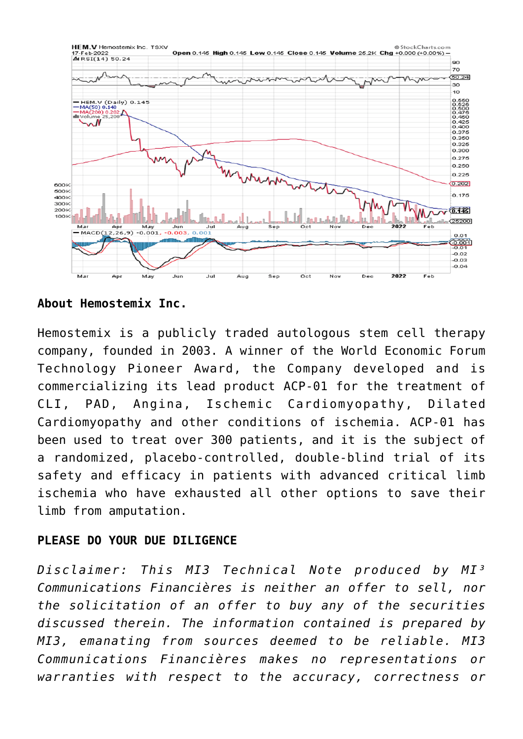## About Hemostemix Inc.

Hemostemix is a publicly traded autologous stem cell therapy company, founded in 2003. A winner of the World Economic Forum Technology Pioneer Award, the Company developed and is commercializing its lead product ACP-01 for the treatment of CLI, PAD, Angina, Ischemic Cardiomyopathy, Dilated Cardiomyopathy and other conditions of ischemia. ACP-01 has been used to treat over 300 patients, and it is the subject of a randomized, placebo-controlled, double-blind trial of its safety and efficacy in patients with advanced critical limb ischemia who have exhausted all other options to save their limb from amputation.

**PLEASE DO YOUR DUE DILIGENCE**

*Disclaimer: This MI3 Technical Note produced by MI³ Communications Financières is neither an offer to sell, nor the solicitation of an offer to buy any of the securities discussed therein. The information contained is prepared by MI3, emanating from sources deemed to be reliable. MI3 Communications Financières makes no representations or warranties with respect to the accuracy, correctness or*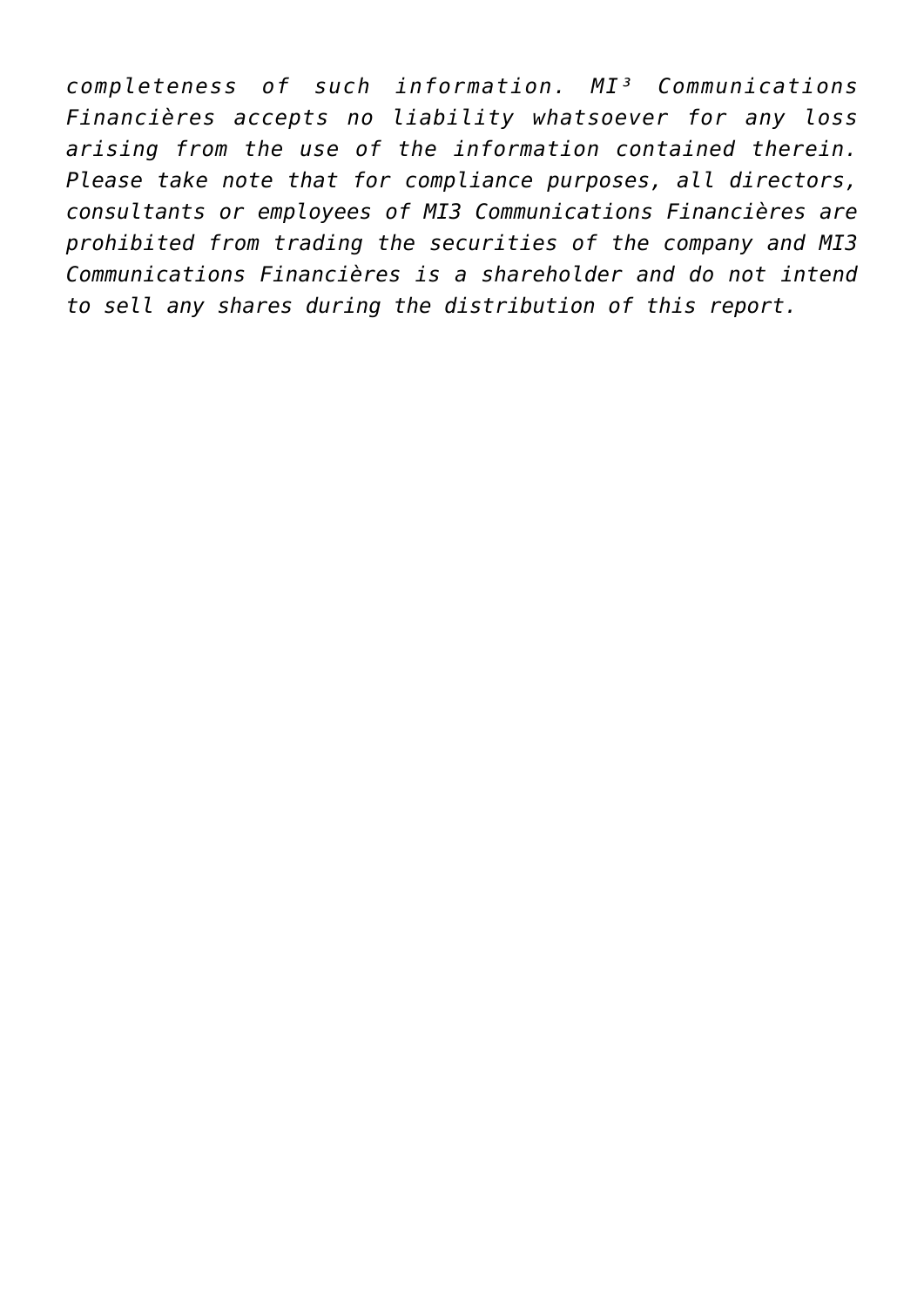*completeness of such information. MI³ Communications Financières accepts no liability whatsoever for any loss arising from the use of the information contained therein. Please take note that for compliance purposes, all directors, consultants or employees of MI3 Communications Financières are prohibited from trading the securities of the company and MI3 Communications Financières is a shareholder and do not intend to sell any shares during the distribution of this report.*